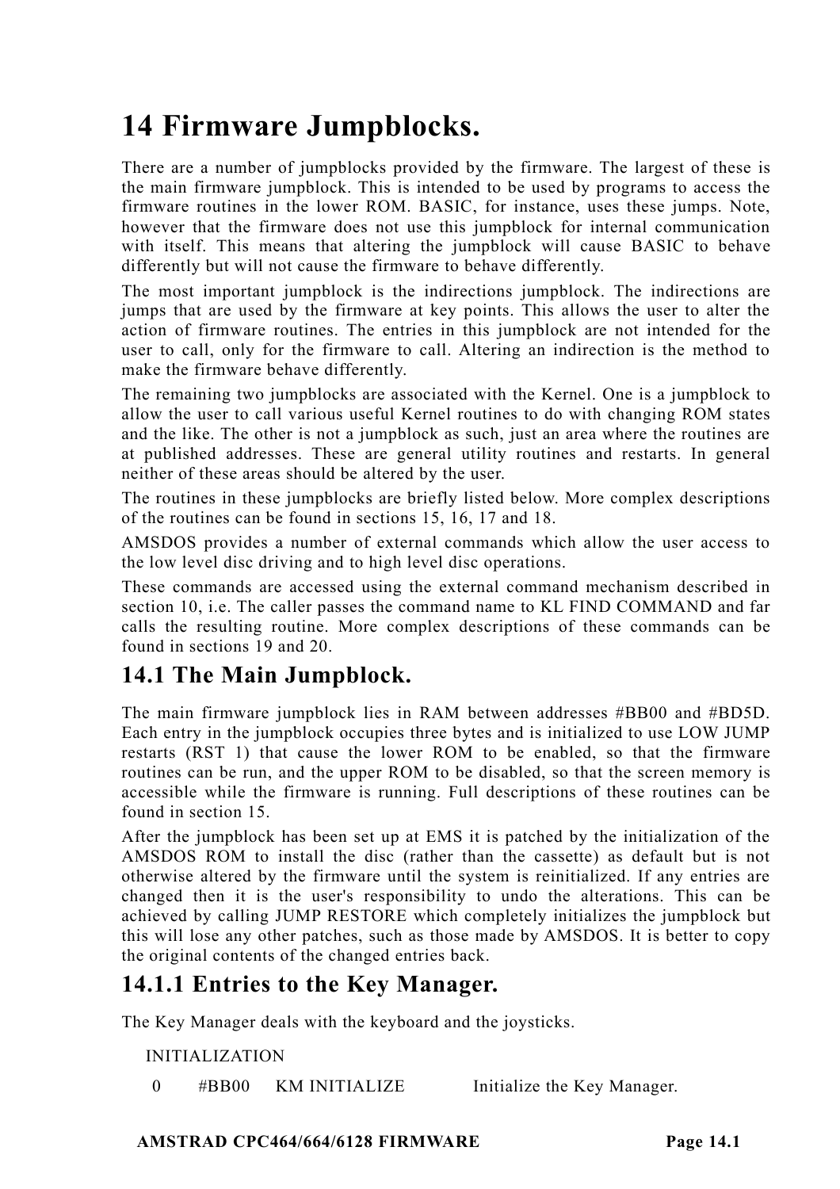# 14 Firmware Jumpblocks.

There are a number of jumpblocks provided by the firmware. The largest of these is the main firmware jumpblock. This is intended to be used by programs to access the firmware routines in the lower ROM. BASIC, for instance, uses these jumps. Note, however that the firmware does not use this jumpblock for internal communication with itself. This means that altering the jumpblock will cause BASIC to behave differently but will not cause the firmware to behave differently.

The most important jumpblock is the indirections jumpblock. The indirections are jumps that are used by the firmware at key points. This allows the user to alter the action of firmware routines. The entries in this jumpblock are not intended for the user to call, only for the firmware to call. Altering an indirection is the method to make the firmware behave differently.

The remaining two jumpblocks are associated with the Kernel. One is a jumpblock to allow the user to call various useful Kernel routines to do with changing ROM states and the like. The other is not a jumpblock as such, just an area where the routines are at published addresses. These are general utility routines and restarts. In general neither of these areas should be altered by the user.

The routines in these jumpblocks are briefly listed below. More complex descriptions of the routines can be found in sections 15, 16, 17 and 18.

AMSDOS provides a number of external commands which allow the user access to the low level disc driving and to high level disc operations.

These commands are accessed using the external command mechanism described in section 10, i.e. The caller passes the command name to KL FIND COMMAND and far calls the resulting routine. More complex descriptions of these commands can be found in sections 19 and 20.

## 14.1 The Main Jumpblock.

The main firmware jumpblock lies in RAM between addresses #BB00 and #BD5D. Each entry in the jumpblock occupies three bytes and is initialized to use LOW JUMP restarts (RST 1) that cause the lower ROM to be enabled, so that the firmware routines can be run, and the upper ROM to be disabled, so that the screen memory is accessible while the firmware is running. Full descriptions of these routines can be found in section 15.

After the jumpblock has been set up at EMS it is patched by the initialization of the AMSDOS ROM to install the disc (rather than the cassette) as default but is not otherwise altered by the firmware until the system is reinitialized. If any entries are changed then it is the user's responsibility to undo the alterations. This can be achieved by calling JUMP RESTORE which completely initializes the jumpblock but this will lose any other patches, such as those made by AMSDOS. It is better to copy the original contents of the changed entries back.

### 14.1.1 Entries to the Key Manager.

The Key Manager deals with the keyboard and the joysticks.

INITIALIZATION

| | | | |
|---|---|---|---|
| 0 | #BB00 | KM INITIALIZE | Initialize the Key Manager. |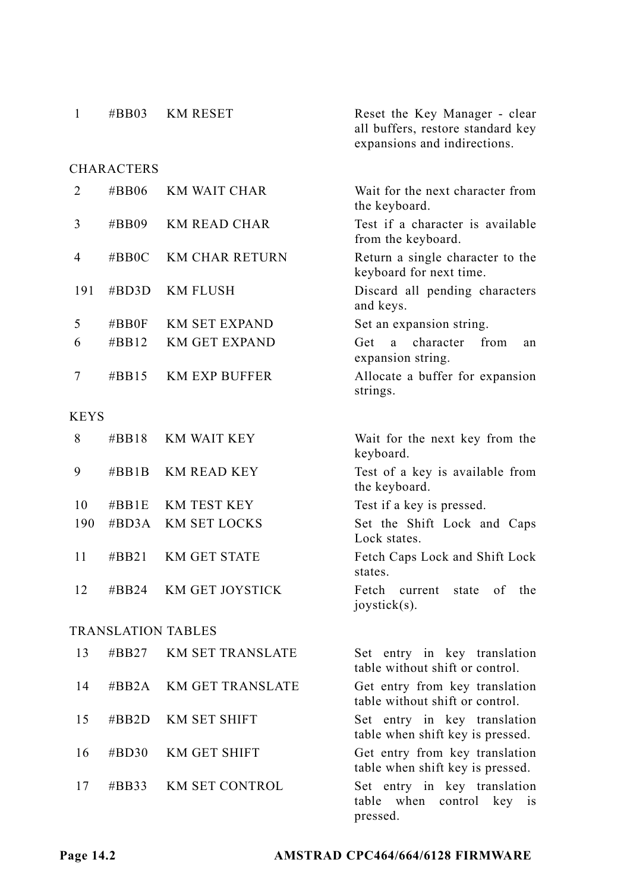| | | | |
|---|---|---|---|
| 1 | #BB03 | KM RESET | Reset the Key Manager - clear all buffers, restore standard key expansions and indirections. |

CHARACTERS

| | | | |
|---|---|---|---|
| 2 | #BB06 | KM WAIT CHAR | Wait for the next character from the keyboard. |
| 3 | #BB09 | KM READ CHAR | Test if a character is available from the keyboard. |
| 4 | #BB0C | KM CHAR RETURN | Return a single character to the keyboard for next time. |
| 191 | #BD3D | KM FLUSH | Discard all pending characters and keys. |
| 5 | #BB0F | KM SET EXPAND | Set an expansion string. |
| 6 | #BB12 | KM GET EXPAND | Get a character from an expansion string. |
| 7 | #BB15 | KM EXP BUFFER | Allocate a buffer for expansion strings. |

KEYS

| | | | |
|---|---|---|---|
| 8 | #BB18 | KM WAIT KEY | Wait for the next key from the keyboard. |
| 9 | #BB1B | KM READ KEY | Test of a key is available from the keyboard. |
| 10 | #BB1E | KM TEST KEY | Test if a key is pressed. |
| 190 | #BD3A | KM SET LOCKS | Set the Shift Lock and Caps Lock states. |
| 11 | #BB21 | KM GET STATE | Fetch Caps Lock and Shift Lock states. |
| 12 | #BB24 | KM GET JOYSTICK | Fetch current state of the joystick(s). |

TRANSLATION TABLES

| | | | |
|---|---|---|---|
| 13 | #BB27 | KM SET TRANSLATE | Set entry in key translation table without shift or control. |
| 14 | #BB2A | KM GET TRANSLATE | Get entry from key translation table without shift or control. |
| 15 | #BB2D | KM SET SHIFT | Set entry in key translation table when shift key is pressed. |
| 16 | #BD30 | KM GET SHIFT | Get entry from key translation table when shift key is pressed. |
| 17 | #BB33 | KM SET CONTROL | Set entry in key translation table when control key is pressed. |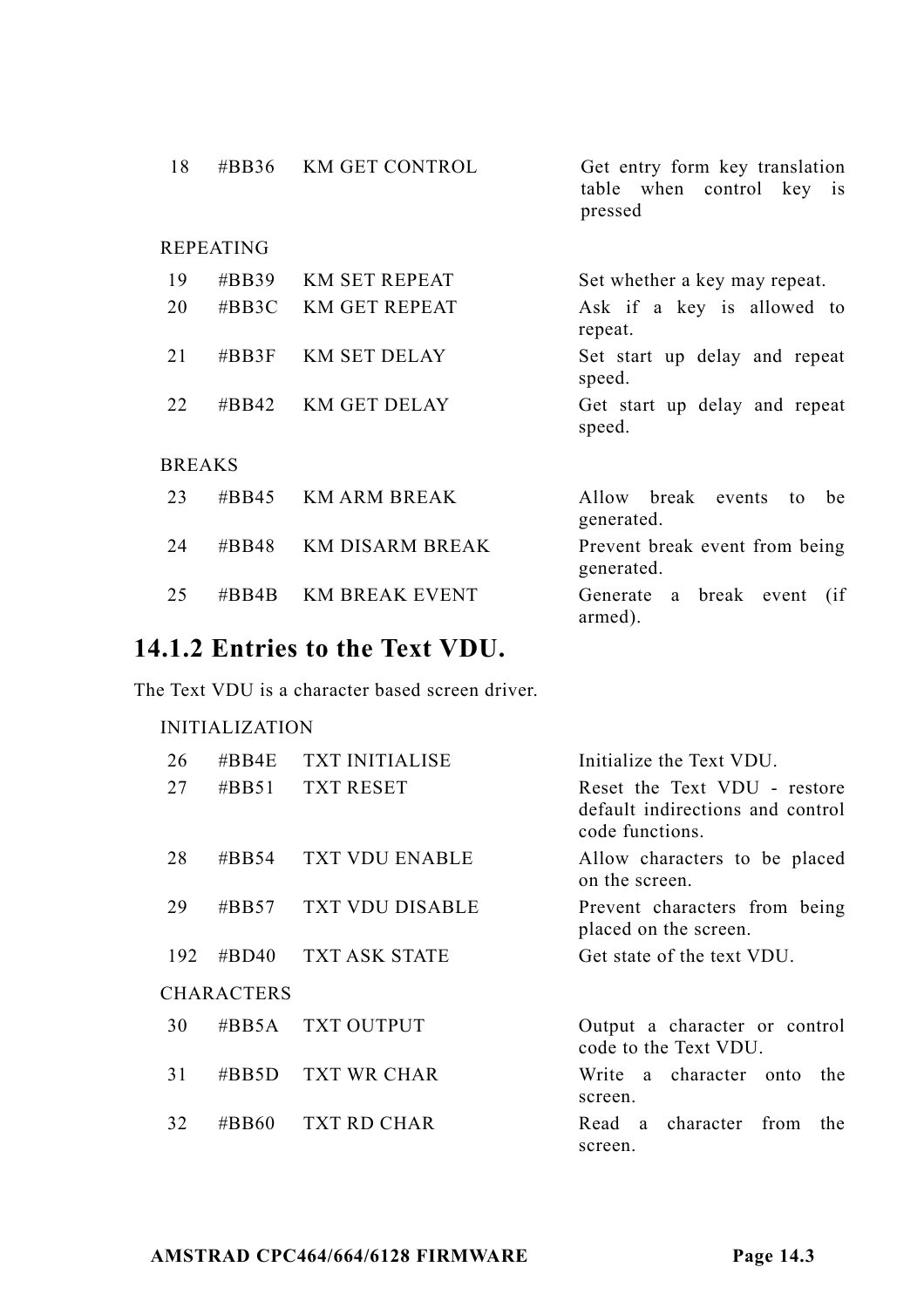| | | | |
|---|---|---|---|
| 18 | #BB36 | KM GET CONTROL | Get entry form key translation table when control key is pressed |

REPEATING

| | | | |
|---|---|---|---|
| 19 | #BB39 | KM SET REPEAT | Set whether a key may repeat. |
| 20 | #BB3C | KM GET REPEAT | Ask if a key is allowed to repeat. |
| 21 | #BB3F | KM SET DELAY | Set start up delay and repeat speed. |
| 22 | #BB42 | KM GET DELAY | Get start up delay and repeat speed. |

BREAKS

| | | | |
|---|---|---|---|
| 23 | #BB45 | KM ARM BREAK | Allow break events to be generated. |
| 24 | #BB48 | KM DISARM BREAK | Prevent break event from being generated. |
| 25 | #BB4B | KM BREAK EVENT | Generate a break event (if armed). |

### 14.1.2 Entries to the Text VDU.

The Text VDU is a character based screen driver.

INITIALIZATION

| | | | |
|---|---|---|---|
| 26 | #BB4E | TXT INITIALISE | Initialize the Text VDU. |
| 27 | #BB51 | TXT RESET | Reset the Text VDU - restore default indirections and control code functions. |
| 28 | #BB54 | TXT VDU ENABLE | Allow characters to be placed on the screen. |
| 29 | #BB57 | TXT VDU DISABLE | Prevent characters from being placed on the screen. |
| 192 | #BD40 | TXT ASK STATE | Get state of the text VDU. |

CHARACTERS

| | | | |
|---|---|---|---|
| 30 | #BB5A | TXT OUTPUT | Output a character or control code to the Text VDU. |
| 31 | #BB5D | TXT WR CHAR | Write a character onto the screen. |
| 32 | #BB60 | TXT RD CHAR | Read a character from the screen. |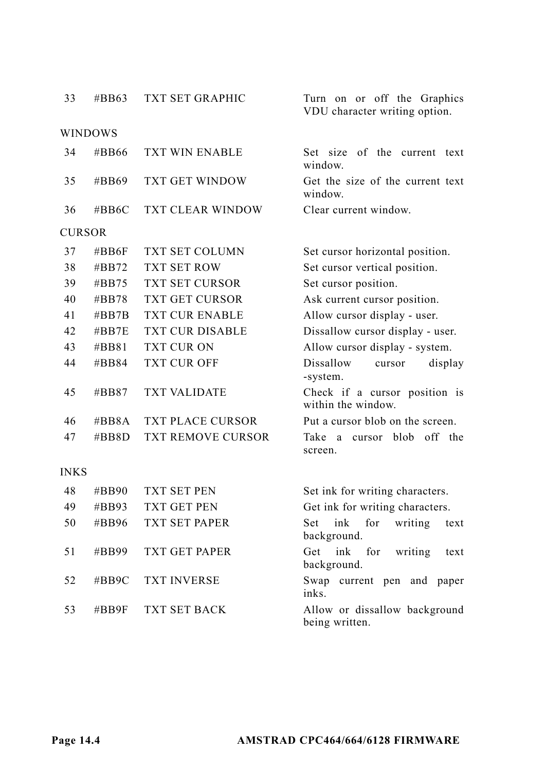| | | | |
|---|---|---|---|
| 33 | #BB63 | TXT SET GRAPHIC | Turn on or off the Graphics VDU character writing option. |

WINDOWS

| | | | |
|---|---|---|---|
| 34 | #BB66 | TXT WIN ENABLE | Set size of the current text window. |
| 35 | #BB69 | TXT GET WINDOW | Get the size of the current text window. |
| 36 | #BB6C | TXT CLEAR WINDOW | Clear current window. |

CURSOR

| | | | |
|---|---|---|---|
| 37 | #BB6F | TXT SET COLUMN | Set cursor horizontal position. |
| 38 | #BB72 | TXT SET ROW | Set cursor vertical position. |
| 39 | #BB75 | TXT SET CURSOR | Set cursor position. |
| 40 | #BB78 | TXT GET CURSOR | Ask current cursor position. |
| 41 | #BB7B | TXT CUR ENABLE | Allow cursor display - user. |
| 42 | #BB7E | TXT CUR DISABLE | Dissallow cursor display - user. |
| 43 | #BB81 | TXT CUR ON | Allow cursor display - system. |
| 44 | #BB84 | TXT CUR OFF | Dissallow cursor display -system. |
| 45 | #BB87 | TXT VALIDATE | Check if a cursor position is within the window. |
| 46 | #BB8A | TXT PLACE CURSOR | Put a cursor blob on the screen. |
| 47 | #BB8D | TXT REMOVE CURSOR | Take a cursor blob off the screen. |

INKS

| | | | |
|---|---|---|---|
| 48 | #BB90 | TXT SET PEN | Set ink for writing characters. |
| 49 | #BB93 | TXT GET PEN | Get ink for writing characters. |
| 50 | #BB96 | TXT SET PAPER | Set ink for writing text background. |
| 51 | #BB99 | TXT GET PAPER | Get ink for writing text background. |
| 52 | #BB9C | TXT INVERSE | Swap current pen and paper inks. |
| 53 | #BB9F | TXT SET BACK | Allow or dissallow background being written. |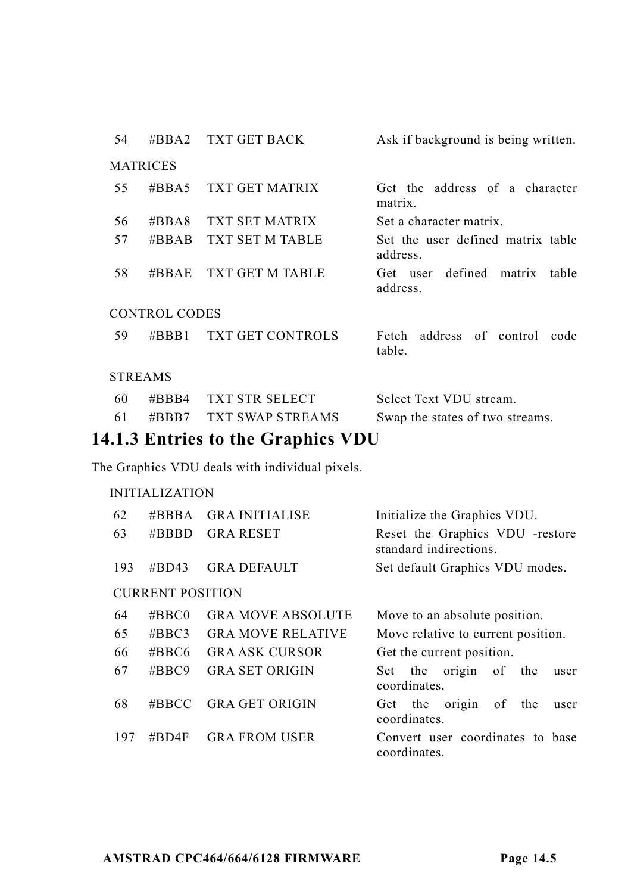| | | | |
|---|---|---|---|
| 54 | #BBA2 | TXT GET BACK | Ask if background is being written. |

MATRICES

| | | | |
|---|---|---|---|
| 55 | #BBA5 | TXT GET MATRIX | Get the address of a character matrix. |
| 56 | #BBA8 | TXT SET MATRIX | Set a character matrix. |
| 57 | #BBAB | TXT SET M TABLE | Set the user defined matrix table address. |
| 58 | #BBAE | TXT GET M TABLE | Get user defined matrix table address. |

CONTROL CODES

| | | | |
|---|---|---|---|
| 59 | #BBB1 | TXT GET CONTROLS | Fetch address of control code table. |

STREAMS

| | | | |
|---|---|---|---|
| 60 | #BBB4 | TXT STR SELECT | Select Text VDU stream. |
| 61 | #BBB7 | TXT SWAP STREAMS | Swap the states of two streams. |

### 14.1.3 Entries to the Graphics VDU

The Graphics VDU deals with individual pixels.

INITIALIZATION

| | | | |
|---|---|---|---|
| 62 | #BBBA | GRA INITIALISE | Initialize the Graphics VDU. |
| 63 | #BBBD | GRA RESET | Reset the Graphics VDU -restore standard indirections. |
| 193 | #BD43 | GRA DEFAULT | Set default Graphics VDU modes. |

CURRENT POSITION

| | | | |
|---|---|---|---|
| 64 | #BBC0 | GRA MOVE ABSOLUTE | Move to an absolute position. |
| 65 | #BBC3 | GRA MOVE RELATIVE | Move relative to current position. |
| 66 | #BBC6 | GRA ASK CURSOR | Get the current position. |
| 67 | #BBC9 | GRA SET ORIGIN | Set the origin of the user coordinates. |
| 68 | #BBCC | GRA GET ORIGIN | Get the origin of the user coordinates. |
| 197 | #BD4F | GRA FROM USER | Convert user coordinates to base coordinates. |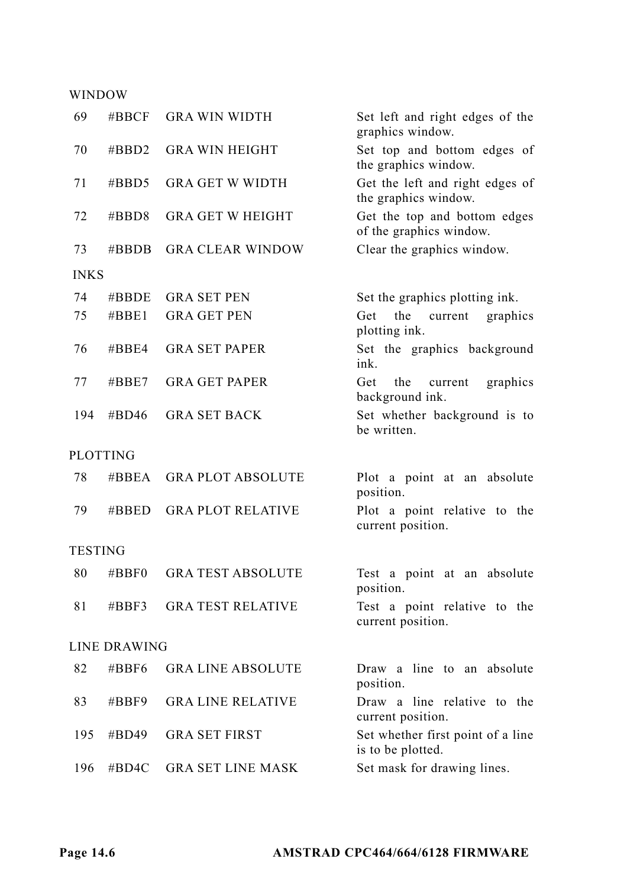WINDOW

| | | | |
|---|---|---|---|
| 69 | #BBCF | GRA WIN WIDTH | Set left and right edges of the graphics window. |
| 70 | #BBD2 | GRA WIN HEIGHT | Set top and bottom edges of the graphics window. |
| 71 | #BBD5 | GRA GET W WIDTH | Get the left and right edges of the graphics window. |
| 72 | #BBD8 | GRA GET W HEIGHT | Get the top and bottom edges of the graphics window. |
| 73 | #BBDB | GRA CLEAR WINDOW | Clear the graphics window. |

INKS

| | | | |
|---|---|---|---|
| 74 | #BBDE | GRA SET PEN | Set the graphics plotting ink. |
| 75 | #BBE1 | GRA GET PEN | Get the current graphics plotting ink. |
| 76 | #BBE4 | GRA SET PAPER | Set the graphics background ink. |
| 77 | #BBE7 | GRA GET PAPER | Get the current graphics background ink. |
| 194 | #BD46 | GRA SET BACK | Set whether background is to be written. |

PLOTTING

| | | | |
|---|---|---|---|
| 78 | #BBEA | GRA PLOT ABSOLUTE | Plot a point at an absolute position. |
| 79 | #BBED | GRA PLOT RELATIVE | Plot a point relative to the current position. |

TESTING

| | | | |
|---|---|---|---|
| 80 | #BBF0 | GRA TEST ABSOLUTE | Test a point at an absolute position. |
| 81 | #BBF3 | GRA TEST RELATIVE | Test a point relative to the current position. |

LINE DRAWING

| | | | |
|---|---|---|---|
| 82 | #BBF6 | GRA LINE ABSOLUTE | Draw a line to an absolute position. |
| 83 | #BBF9 | GRA LINE RELATIVE | Draw a line relative to the current position. |
| 195 | #BD49 | GRA SET FIRST | Set whether first point of a line is to be plotted. |
| 196 | #BD4C | GRA SET LINE MASK | Set mask for drawing lines. |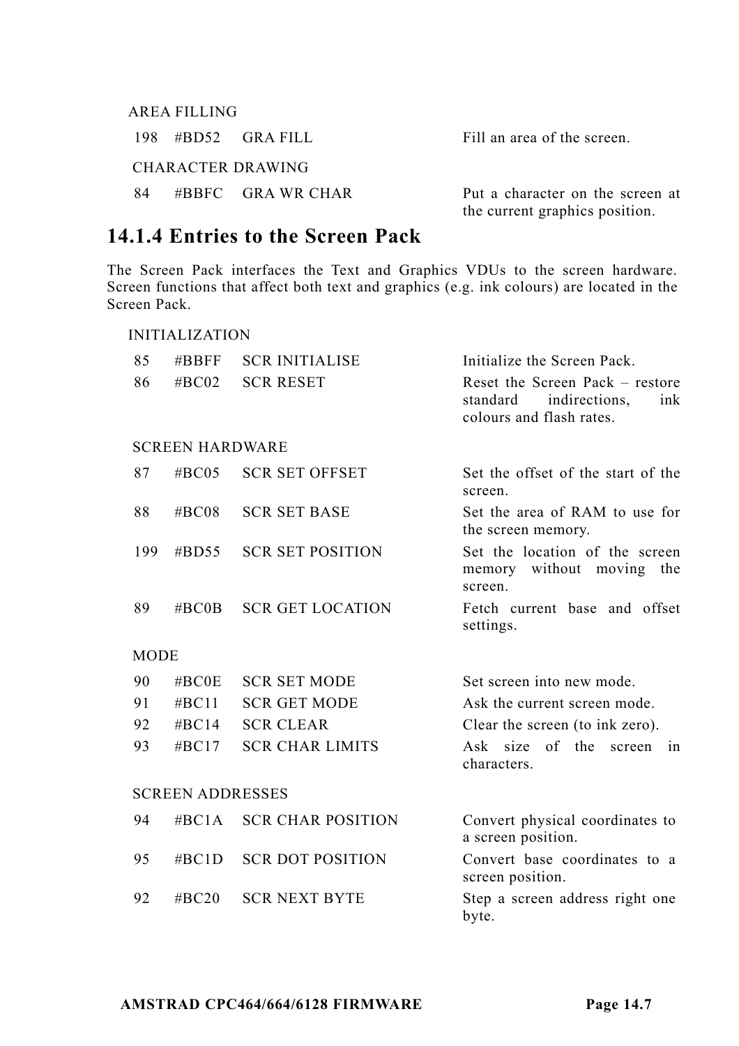AREA FILLING

| | | | |
|---|---|---|---|
| 198 | #BD52 | GRA FILL | Fill an area of the screen. |

CHARACTER DRAWING

| | | | |
|---|---|---|---|
| 84 | #BBFC | GRA WR CHAR | Put a character on the screen at the current graphics position. |

### 14.1.4 Entries to the Screen Pack

The Screen Pack interfaces the Text and Graphics VDUs to the screen hardware. Screen functions that affect both text and graphics (e.g. ink colours) are located in the Screen Pack.

INITIALIZATION

| | | | |
|---|---|---|---|
| 85 | #BBFF | SCR INITIALISE | Initialize the Screen Pack. |
| 86 | #BC02 | SCR RESET | Reset the Screen Pack – restore standard indirections, ink colours and flash rates. |

SCREEN HARDWARE

| | | | |
|---|---|---|---|
| 87 | #BC05 | SCR SET OFFSET | Set the offset of the start of the screen. |
| 88 | #BC08 | SCR SET BASE | Set the area of RAM to use for the screen memory. |
| 199 | #BD55 | SCR SET POSITION | Set the location of the screen memory without moving the screen. |
| 89 | #BC0B | SCR GET LOCATION | Fetch current base and offset settings. |

MODE

| | | | |
|---|---|---|---|
| 90 | #BC0E | SCR SET MODE | Set screen into new mode. |
| 91 | #BC11 | SCR GET MODE | Ask the current screen mode. |
| 92 | #BC14 | SCR CLEAR | Clear the screen (to ink zero). |
| 93 | #BC17 | SCR CHAR LIMITS | Ask size of the screen in characters. |

SCREEN ADDRESSES

| | | | |
|---|---|---|---|
| 94 | #BC1A | SCR CHAR POSITION | Convert physical coordinates to a screen position. |
| 95 | #BC1D | SCR DOT POSITION | Convert base coordinates to a screen position. |
| 92 | #BC20 | SCR NEXT BYTE | Step a screen address right one byte. |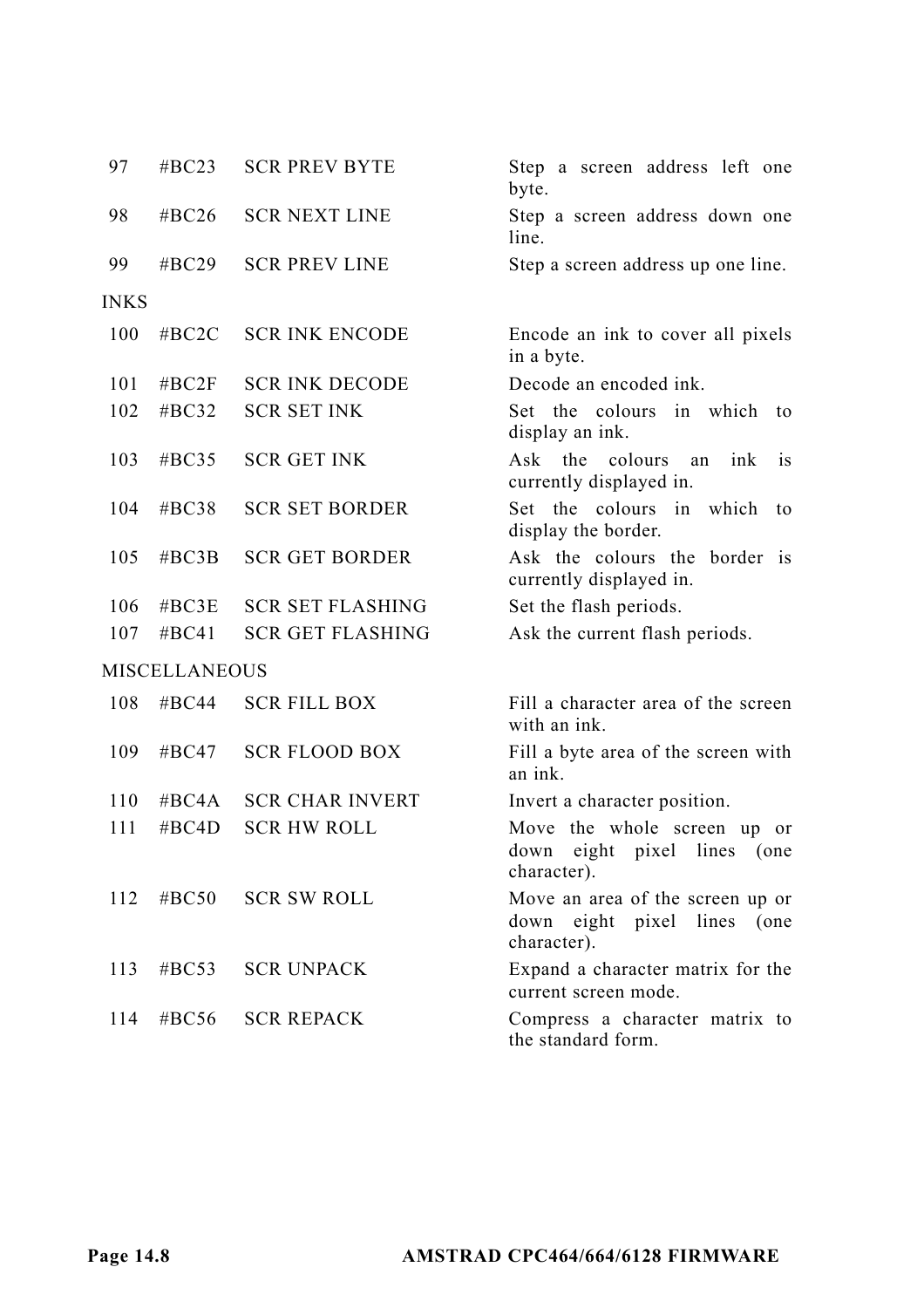| | | | |
|---|---|---|---|
| 97 | #BC23 | SCR PREV BYTE | Step a screen address left one byte. |
| 98 | #BC26 | SCR NEXT LINE | Step a screen address down one line. |
| 99 | #BC29 | SCR PREV LINE | Step a screen address up one line. |

INKS

| | | | |
|---|---|---|---|
| 100 | #BC2C | SCR INK ENCODE | Encode an ink to cover all pixels in a byte. |
| 101 | #BC2F | SCR INK DECODE | Decode an encoded ink. |
| 102 | #BC32 | SCR SET INK | Set the colours in which to display an ink. |
| 103 | #BC35 | SCR GET INK | Ask the colours an ink is currently displayed in. |
| 104 | #BC38 | SCR SET BORDER | Set the colours in which to display the border. |
| 105 | #BC3B | SCR GET BORDER | Ask the colours the border is currently displayed in. |
| 106 | #BC3E | SCR SET FLASHING | Set the flash periods. |
| 107 | #BC41 | SCR GET FLASHING | Ask the current flash periods. |

MISCELLANEOUS

| | | | |
|---|---|---|---|
| 108 | #BC44 | SCR FILL BOX | Fill a character area of the screen with an ink. |
| 109 | #BC47 | SCR FLOOD BOX | Fill a byte area of the screen with an ink. |
| 110 | #BC4A | SCR CHAR INVERT | Invert a character position. |
| 111 | #BC4D | SCR HW ROLL | Move the whole screen up or down eight pixel lines (one character). |
| 112 | #BC50 | SCR SW ROLL | Move an area of the screen up or down eight pixel lines (one character). |
| 113 | #BC53 | SCR UNPACK | Expand a character matrix for the current screen mode. |
| 114 | #BC56 | SCR REPACK | Compress a character matrix to the standard form. |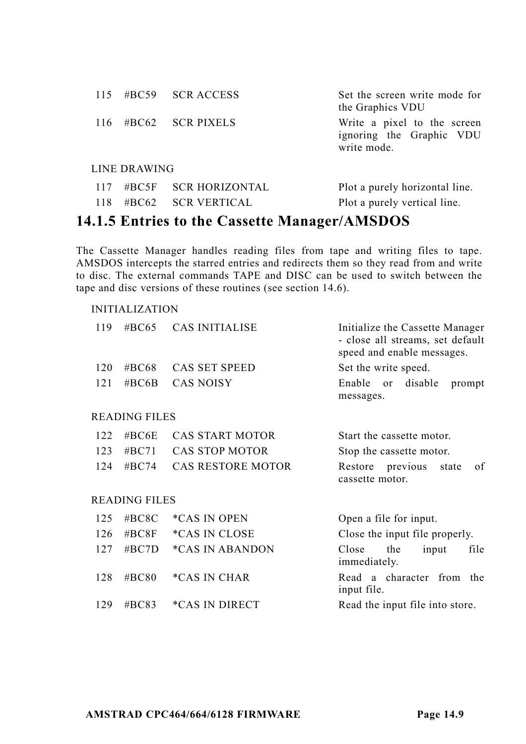| | | | |
|---|---|---|---|
| 115 | #BC59 | SCR ACCESS | Set the screen write mode for the Graphics VDU |
| 116 | #BC62 | SCR PIXELS | Write a pixel to the screen ignoring the Graphic VDU write mode. |

LINE DRAWING

| | | | |
|---|---|---|---|
| 117 | #BC5F | SCR HORIZONTAL | Plot a purely horizontal line. |
| 118 | #BC62 | SCR VERTICAL | Plot a purely vertical line. |

### 14.1.5 Entries to the Cassette Manager/AMSDOS

The Cassette Manager handles reading files from tape and writing files to tape. AMSDOS intercepts the starred entries and redirects them so they read from and write to disc. The external commands TAPE and DISC can be used to switch between the tape and disc versions of these routines (see section 14.6).

INITIALIZATION

| | | | |
|---|---|---|---|
| 119 | #BC65 | CAS INITIALISE | Initialize the Cassette Manager - close all streams, set default speed and enable messages. |
| 120 | #BC68 | CAS SET SPEED | Set the write speed. |
| 121 | #BC6B | CAS NOISY | Enable or disable prompt messages. |

READING FILES

| | | | |
|---|---|---|---|
| 122 | #BC6E | CAS START MOTOR | Start the cassette motor. |
| 123 | #BC71 | CAS STOP MOTOR | Stop the cassette motor. |
| 124 | #BC74 | CAS RESTORE MOTOR | Restore previous state of cassette motor. |

READING FILES

| | | | |
|---|---|---|---|
| 125 | #BC8C | *CAS IN OPEN | Open a file for input. |
| 126 | #BC8F | *CAS IN CLOSE | Close the input file properly. |
| 127 | #BC7D | *CAS IN ABANDON | Close the input file immediately. |
| 128 | #BC80 | *CAS IN CHAR | Read a character from the input file. |
| 129 | #BC83 | *CAS IN DIRECT | Read the input file into store. |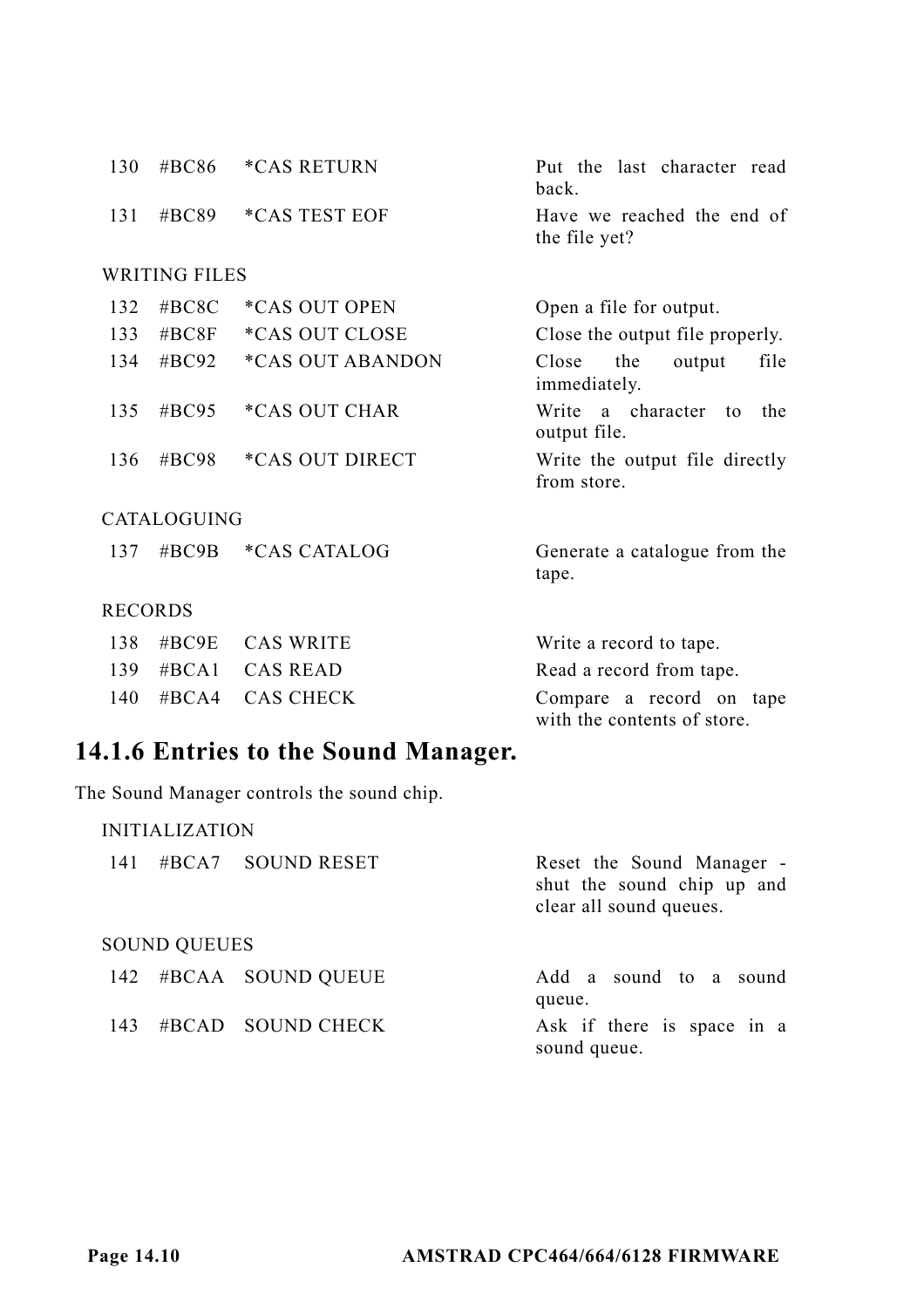| | | | |
|---|---|---|---|
| 130 | #BC86 | *CAS RETURN | Put the last character read back. |
| 131 | #BC89 | *CAS TEST EOF | Have we reached the end of the file yet? |

WRITING FILES

| | | | |
|---|---|---|---|
| 132 | #BC8C | *CAS OUT OPEN | Open a file for output. |
| 133 | #BC8F | *CAS OUT CLOSE | Close the output file properly. |
| 134 | #BC92 | *CAS OUT ABANDON | Close the output file immediately. |
| 135 | #BC95 | *CAS OUT CHAR | Write a character to the output file. |
| 136 | #BC98 | *CAS OUT DIRECT | Write the output file directly from store. |

CATALOGUING

| | | | |
|---|---|---|---|
| 137 | #BC9B | *CAS CATALOG | Generate a catalogue from the tape. |

RECORDS

| | | | |
|---|---|---|---|
| 138 | #BC9E | CAS WRITE | Write a record to tape. |
| 139 | #BCA1 | CAS READ | Read a record from tape. |
| 140 | #BCA4 | CAS CHECK | Compare a record on tape with the contents of store. |

## 14.1.6 Entries to the Sound Manager.

The Sound Manager controls the sound chip.

INITIALIZATION

| | | | |
|---|---|---|---|
| 141 | #BCA7 | SOUND RESET | Reset the Sound Manager - shut the sound chip up and clear all sound queues. |

SOUND QUEUES

| | | | |
|---|---|---|---|
| 142 | #BCAA | SOUND QUEUE | Add a sound to a sound queue. |
| 143 | #BCAD | SOUND CHECK | Ask if there is space in a sound queue. |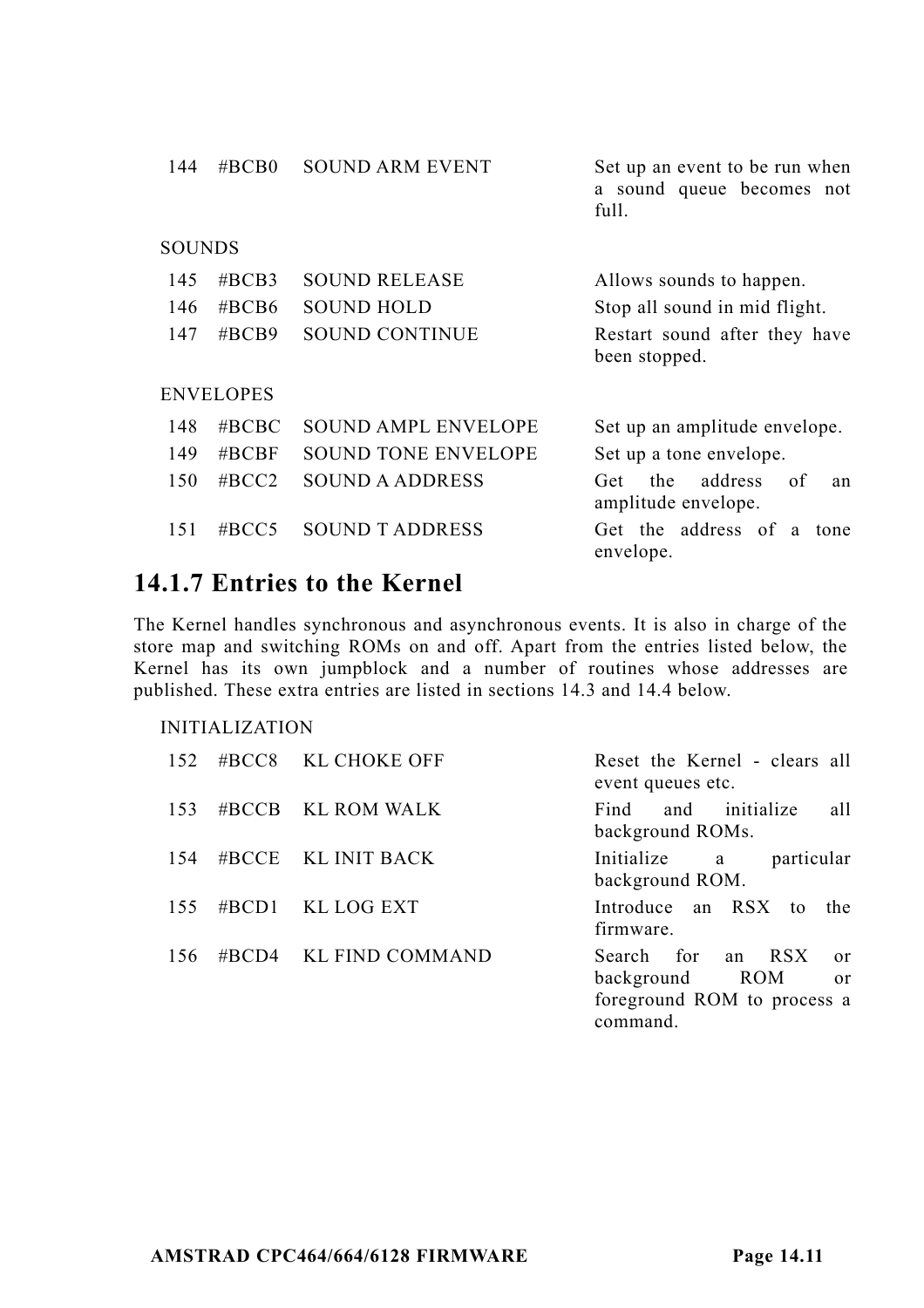| | | | |
|---|---|---|---|
| 144 | #BCB0 | SOUND ARM EVENT | Set up an event to be run when a sound queue becomes not full. |

SOUNDS

| | | | |
|---|---|---|---|
| 145 | #BCB3 | SOUND RELEASE | Allows sounds to happen. |
| 146 | #BCB6 | SOUND HOLD | Stop all sound in mid flight. |
| 147 | #BCB9 | SOUND CONTINUE | Restart sound after they have been stopped. |

ENVELOPES

| | | | |
|---|---|---|---|
| 148 | #BCBC | SOUND AMPL ENVELOPE | Set up an amplitude envelope. |
| 149 | #BCBF | SOUND TONE ENVELOPE | Set up a tone envelope. |
| 150 | #BCC2 | SOUND A ADDRESS | Get the address of an amplitude envelope. |
| 151 | #BCC5 | SOUND T ADDRESS | Get the address of a tone envelope. |

## 14.1.7 Entries to the Kernel

The Kernel handles synchronous and asynchronous events. It is also in charge of the store map and switching ROMs on and off. Apart from the entries listed below, the Kernel has its own jumpblock and a number of routines whose addresses are published. These extra entries are listed in sections 14.3 and 14.4 below.

INITIALIZATION

| | | | |
|---|---|---|---|
| 152 | #BCC8 | KL CHOKE OFF | Reset the Kernel - clears all event queues etc. |
| 153 | #BCCB | KL ROM WALK | Find and initialize all background ROMs. |
| 154 | #BCCE | KL INIT BACK | Initialize a particular background ROM. |
| 155 | #BCD1 | KL LOG EXT | Introduce an RSX to the firmware. |
| 156 | #BCD4 | KL FIND COMMAND | Search for an RSX or background ROM or foreground ROM to process a command. |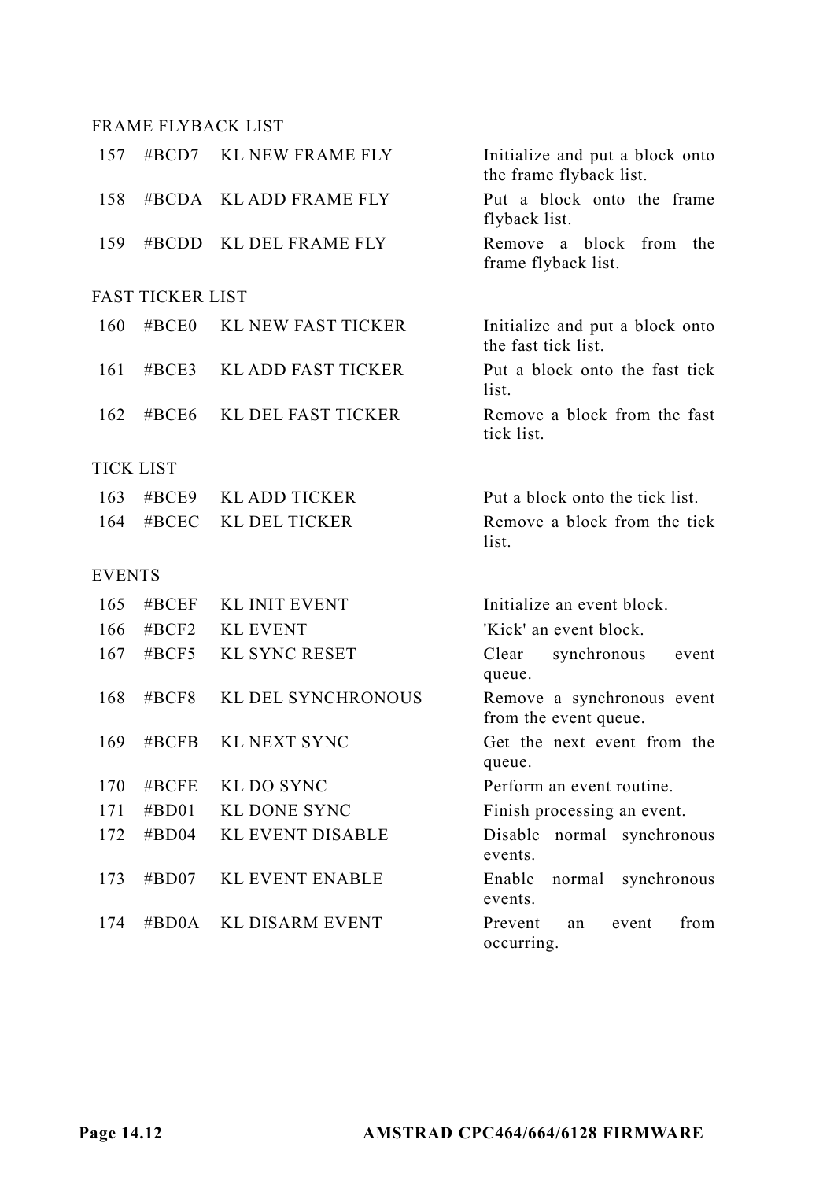FRAME FLYBACK LIST

| | | | |
|---|---|---|---|
| 157 | #BCD7 | KL NEW FRAME FLY | Initialize and put a block onto the frame flyback list. |
| 158 | #BCDA | KL ADD FRAME FLY | Put a block onto the frame flyback list. |
| 159 | #BCDD | KL DEL FRAME FLY | Remove a block from the frame flyback list. |

FAST TICKER LIST

| | | | |
|---|---|---|---|
| 160 | #BCE0 | KL NEW FAST TICKER | Initialize and put a block onto the fast tick list. |
| 161 | #BCE3 | KL ADD FAST TICKER | Put a block onto the fast tick list. |
| 162 | #BCE6 | KL DEL FAST TICKER | Remove a block from the fast tick list. |

TICK LIST

| | | | |
|---|---|---|---|
| 163 | #BCE9 | KL ADD TICKER | Put a block onto the tick list. |
| 164 | #BCEC | KL DEL TICKER | Remove a block from the tick list. |

EVENTS

| | | | |
|---|---|---|---|
| 165 | #BCEF | KL INIT EVENT | Initialize an event block. |
| 166 | #BCF2 | KL EVENT | 'Kick' an event block. |
| 167 | #BCF5 | KL SYNC RESET | Clear synchronous event queue. |
| 168 | #BCF8 | KL DEL SYNCHRONOUS | Remove a synchronous event from the event queue. |
| 169 | #BCFB | KL NEXT SYNC | Get the next event from the queue. |
| 170 | #BCFE | KL DO SYNC | Perform an event routine. |
| 171 | #BD01 | KL DONE SYNC | Finish processing an event. |
| 172 | #BD04 | KL EVENT DISABLE | Disable normal synchronous events. |
| 173 | #BD07 | KL EVENT ENABLE | Enable normal synchronous events. |
| 174 | #BD0A | KL DISARM EVENT | Prevent an event from occurring. |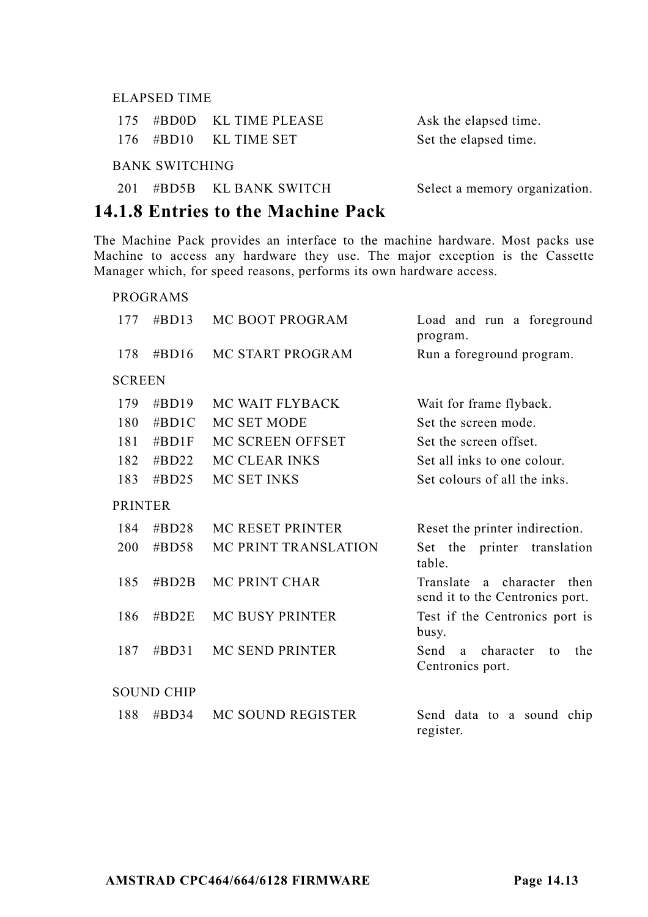ELAPSED TIME

| | | | |
|---|---|---|---|
| 175 | #BD0D | KL TIME PLEASE | Ask the elapsed time. |
| 176 | #BD10 | KL TIME SET | Set the elapsed time. |

BANK SWITCHING

| | | | |
|---|---|---|---|
| 201 | #BD5B | KL BANK SWITCH | Select a memory organization. |

### 14.1.8 Entries to the Machine Pack

The Machine Pack provides an interface to the machine hardware. Most packs use Machine to access any hardware they use. The major exception is the Cassette Manager which, for speed reasons, performs its own hardware access.

PROGRAMS

| | | | |
|---|---|---|---|
| 177 | #BD13 | MC BOOT PROGRAM | Load and run a foreground program. |
| 178 | #BD16 | MC START PROGRAM | Run a foreground program. |

SCREEN

| | | | |
|---|---|---|---|
| 179 | #BD19 | MC WAIT FLYBACK | Wait for frame flyback. |
| 180 | #BD1C | MC SET MODE | Set the screen mode. |
| 181 | #BD1F | MC SCREEN OFFSET | Set the screen offset. |
| 182 | #BD22 | MC CLEAR INKS | Set all inks to one colour. |
| 183 | #BD25 | MC SET INKS | Set colours of all the inks. |

PRINTER

| | | | |
|---|---|---|---|
| 184 | #BD28 | MC RESET PRINTER | Reset the printer indirection. |
| 200 | #BD58 | MC PRINT TRANSLATION | Set the printer translation table. |
| 185 | #BD2B | MC PRINT CHAR | Translate a character then send it to the Centronics port. |
| 186 | #BD2E | MC BUSY PRINTER | Test if the Centronics port is busy. |
| 187 | #BD31 | MC SEND PRINTER | Send a character to the Centronics port. |

SOUND CHIP

| | | | |
|---|---|---|---|
| 188 | #BD34 | MC SOUND REGISTER | Send data to a sound chip register. |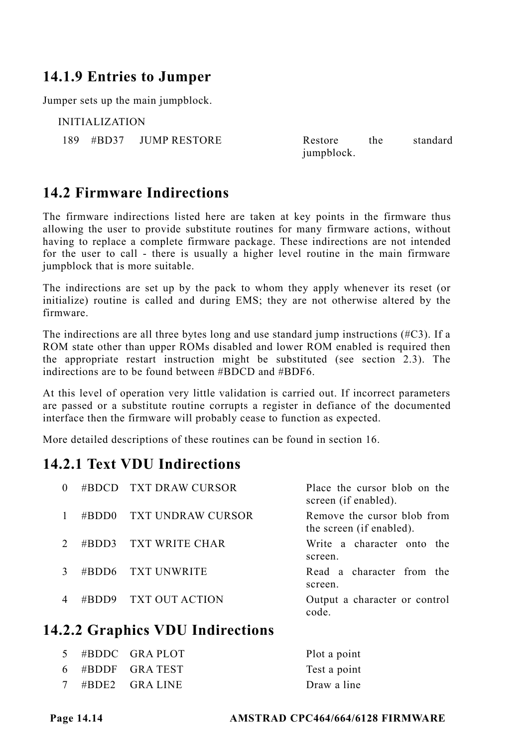### 14.1.9 Entries to Jumper

Jumper sets up the main jumpblock.

INITIALIZATION

| | | | |
|---|---|---|---|
| 189 | #BD37 | JUMP RESTORE | Restore the standard jumpblock. |

## 14.2 Firmware Indirections

The firmware indirections listed here are taken at key points in the firmware thus allowing the user to provide substitute routines for many firmware actions, without having to replace a complete firmware package. These indirections are not intended for the user to call - there is usually a higher level routine in the main firmware jumpblock that is more suitable.

The indirections are set up by the pack to whom they apply whenever its reset (or initialize) routine is called and during EMS; they are not otherwise altered by the firmware.

The indirections are all three bytes long and use standard jump instructions (#C3). If a ROM state other than upper ROMs disabled and lower ROM enabled is required then the appropriate restart instruction might be substituted (see section 2.3). The indirections are to be found between #BDCD and #BDF6.

At this level of operation very little validation is carried out. If incorrect parameters are passed or a substitute routine corrupts a register in defiance of the documented interface then the firmware will probably cease to function as expected.

More detailed descriptions of these routines can be found in section 16.

### 14.2.1 Text VDU Indirections

| | | | |
|---|---|---|---|
| 0 | #BDCD | TXT DRAW CURSOR | Place the cursor blob on the screen (if enabled). |
| 1 | #BDD0 | TXT UNDRAW CURSOR | Remove the cursor blob from the screen (if enabled). |
| 2 | #BDD3 | TXT WRITE CHAR | Write a character onto the screen. |
| 3 | #BDD6 | TXT UNWRITE | Read a character from the screen. |
| 4 | #BDD9 | TXT OUT ACTION | Output a character or control code. |

### 14.2.2 Graphics VDU Indirections

| | | | |
|---|---|---|---|
| 5 | #BDDC | GRA PLOT | Plot a point |
| 6 | #BDDF | GRA TEST | Test a point |
| 7 | #BDE2 | GRA LINE | Draw a line |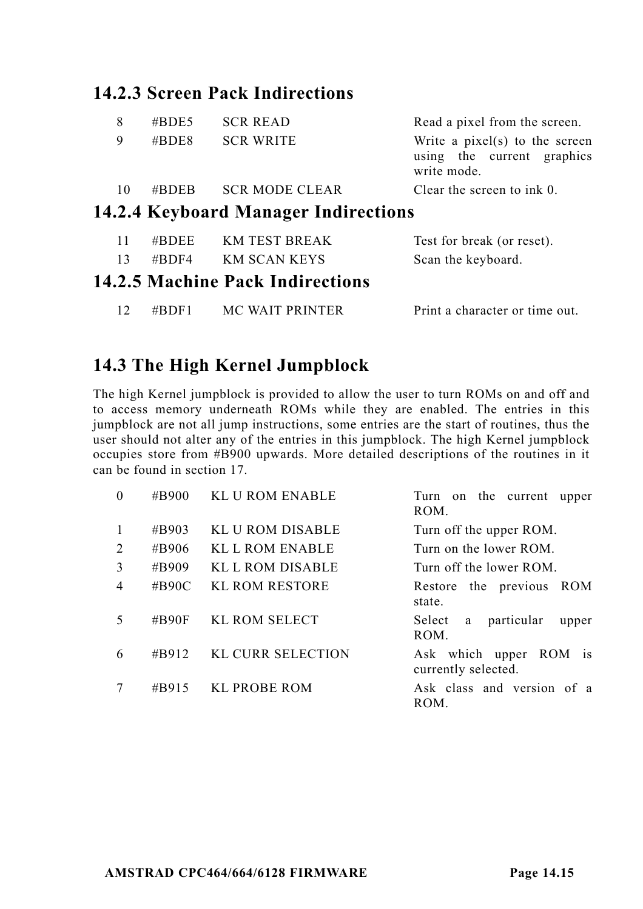### 14.2.3 Screen Pack Indirections

| | | | |
|---|---|---|---|
| 8 | #BDE5 | SCR READ | Read a pixel from the screen. |
| 9 | #BDE8 | SCR WRITE | Write a pixel(s) to the screen using the current graphics write mode. |
| 10 | #BDEB | SCR MODE CLEAR | Clear the screen to ink 0. |

### 14.2.4 Keyboard Manager Indirections

| | | | |
|---|---|---|---|
| 11 | #BDEE | KM TEST BREAK | Test for break (or reset). |
| 13 | #BDF4 | KM SCAN KEYS | Scan the keyboard. |

### 14.2.5 Machine Pack Indirections

| | | | |
|---|---|---|---|
| 12 | #BDF1 | MC WAIT PRINTER | Print a character or time out. |

## 14.3 The High Kernel Jumpblock

The high Kernel jumpblock is provided to allow the user to turn ROMs on and off and to access memory underneath ROMs while they are enabled. The entries in this jumpblock are not all jump instructions, some entries are the start of routines, thus the user should not alter any of the entries in this jumpblock. The high Kernel jumpblock occupies store from #B900 upwards. More detailed descriptions of the routines in it can be found in section 17.

| | | | |
|---|---|---|---|
| 0 | #B900 | KL U ROM ENABLE | Turn on the current upper ROM. |
| 1 | #B903 | KL U ROM DISABLE | Turn off the upper ROM. |
| 2 | #B906 | KL L ROM ENABLE | Turn on the lower ROM. |
| 3 | #B909 | KL L ROM DISABLE | Turn off the lower ROM. |
| 4 | #B90C | KL ROM RESTORE | Restore the previous ROM state. |
| 5 | #B90F | KL ROM SELECT | Select a particular upper ROM. |
| 6 | #B912 | KL CURR SELECTION | Ask which upper ROM is currently selected. |
| 7 | #B915 | KL PROBE ROM | Ask class and version of a ROM. |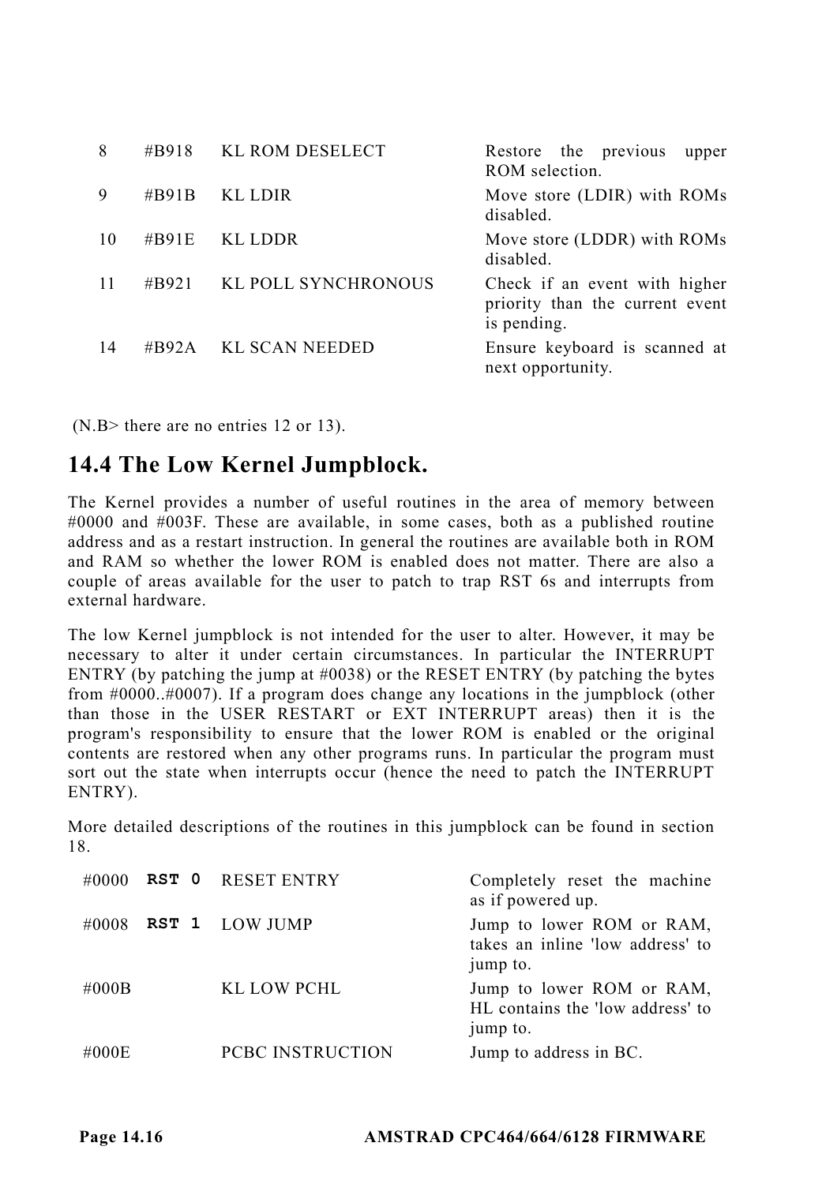| | | | |
|---|---|---|---|
| 8 | #B918 | KL ROM DESELECT | Restore the previous upper ROM selection. |
| 9 | #B91B | KL LDIR | Move store (LDIR) with ROMs disabled. |
| 10 | #B91E | KL LDDR | Move store (LDDR) with ROMs disabled. |
| 11 | #B921 | KL POLL SYNCHRONOUS | Check if an event with higher priority than the current event is pending. |
| 14 | #B92A | KL SCAN NEEDED | Ensure keyboard is scanned at next opportunity. |

(N.B> there are no entries 12 or 13).

## 14.4 The Low Kernel Jumpblock.

The Kernel provides a number of useful routines in the area of memory between #0000 and #003F. These are available, in some cases, both as a published routine address and as a restart instruction. In general the routines are available both in ROM and RAM so whether the lower ROM is enabled does not matter. There are also a couple of areas available for the user to patch to trap RST 6s and interrupts from external hardware.

The low Kernel jumpblock is not intended for the user to alter. However, it may be necessary to alter it under certain circumstances. In particular the INTERRUPT ENTRY (by patching the jump at #0038) or the RESET ENTRY (by patching the bytes from #0000..#0007). If a program does change any locations in the jumpblock (other than those in the USER RESTART or EXT INTERRUPT areas) then it is the program's responsibility to ensure that the lower ROM is enabled or the original contents are restored when any other programs runs. In particular the program must sort out the state when interrupts occur (hence the need to patch the INTERRUPT ENTRY).

More detailed descriptions of the routines in this jumpblock can be found in section 18.

| | | | |
|---|---|---|---|
| #0000 | **RST 0** | RESET ENTRY | Completely reset the machine as if powered up. |
| #0008 | **RST 1** | LOW JUMP | Jump to lower ROM or RAM, takes an inline 'low address' to jump to. |
| #000B | | KL LOW PCHL | Jump to lower ROM or RAM, HL contains the 'low address' to jump to. |
| #000E | | PCBC INSTRUCTION | Jump to address in BC. |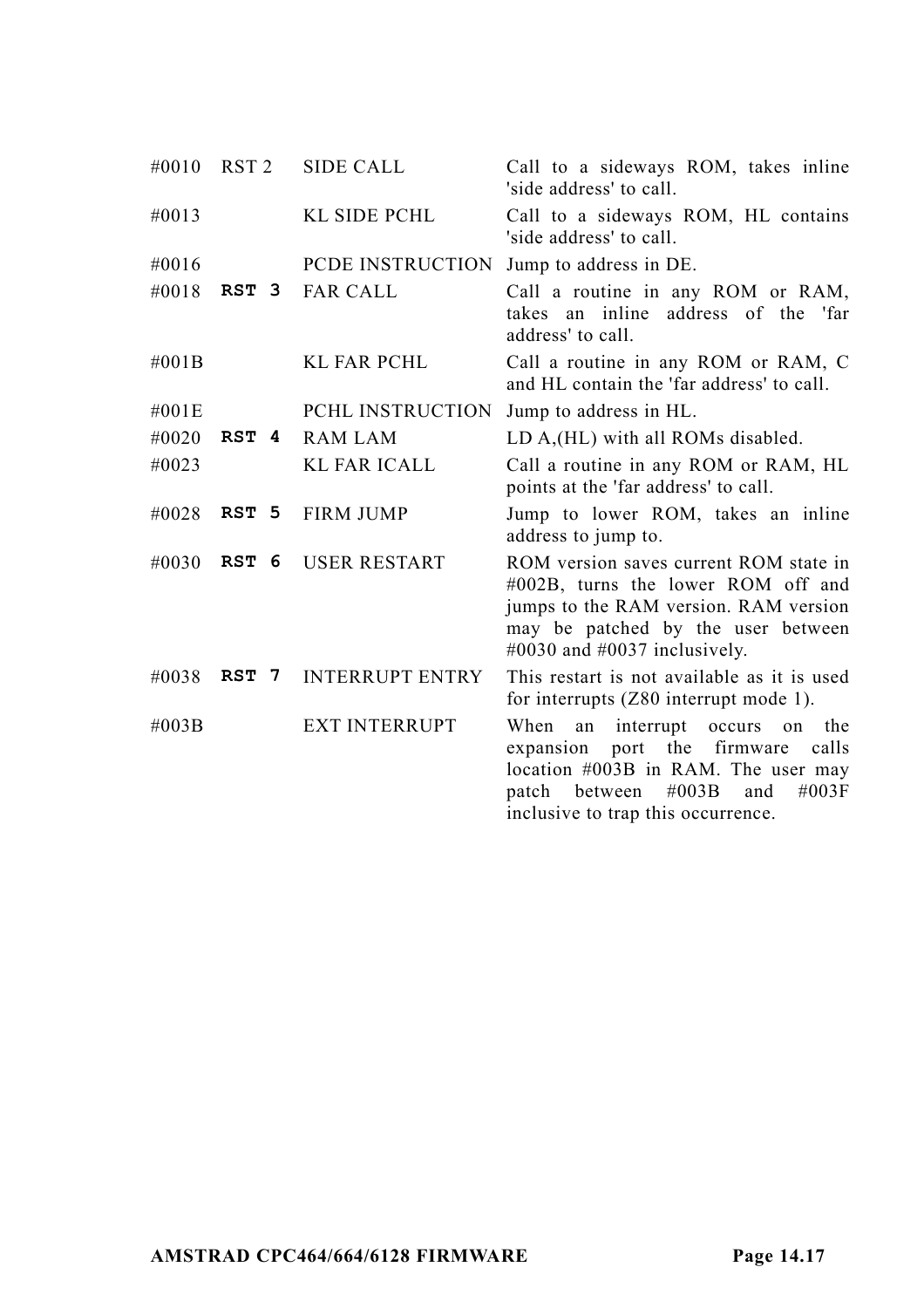| | | | |
|---|---|---|---|
| #0010 | RST 2 | SIDE CALL | Call to a sideways ROM, takes inline 'side address' to call. |
| #0013 | | KL SIDE PCHL | Call to a sideways ROM, HL contains 'side address' to call. |
| #0016 | | PCDE INSTRUCTION | Jump to address in DE. |
| #0018 | **RST 3** | FAR CALL | Call a routine in any ROM or RAM, takes an inline address of the 'far address' to call. |
| #001B | | KL FAR PCHL | Call a routine in any ROM or RAM, C and HL contain the 'far address' to call. |
| #001E | | PCHL INSTRUCTION | Jump to address in HL. |
| #0020 | **RST 4** | RAM LAM | LD A,(HL) with all ROMs disabled. |
| #0023 | | KL FAR ICALL | Call a routine in any ROM or RAM, HL points at the 'far address' to call. |
| #0028 | **RST 5** | FIRM JUMP | Jump to lower ROM, takes an inline address to jump to. |
| #0030 | **RST 6** | USER RESTART | ROM version saves current ROM state in #002B, turns the lower ROM off and jumps to the RAM version. RAM version may be patched by the user between #0030 and #0037 inclusively. |
| #0038 | **RST 7** | INTERRUPT ENTRY | This restart is not available as it is used for interrupts (Z80 interrupt mode 1). |
| #003B | | EXT INTERRUPT | When an interrupt occurs on the expansion port the firmware calls location #003B in RAM. The user may patch between #003B and #003F inclusive to trap this occurrence. |